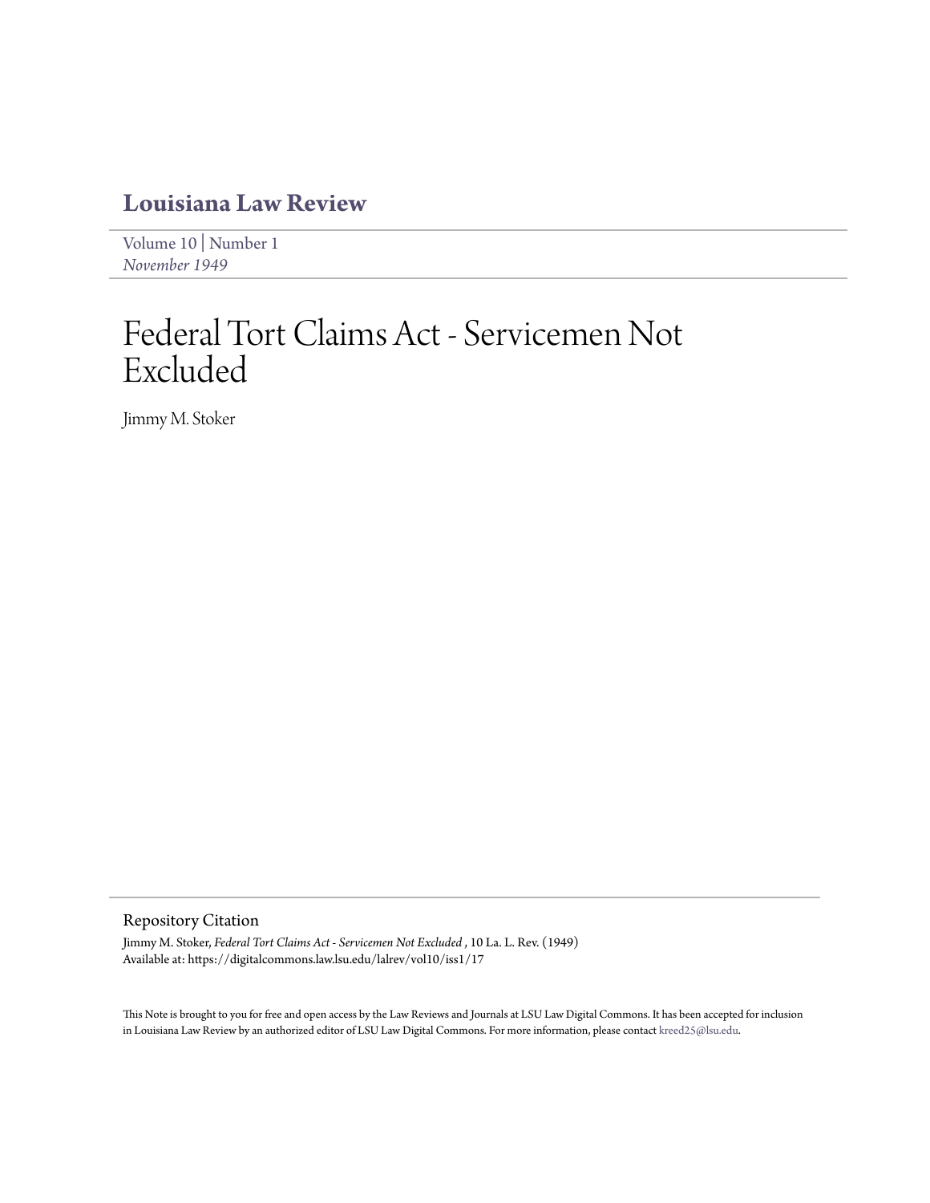# Louisiana Law Review

Volume 10 | Number 1
*November 1949*

# Federal Tort Claims Act - Servicemen Not Excluded

Jimmy M. Stoker

## Repository Citation

Jimmy M. Stoker, *Federal Tort Claims Act - Servicemen Not Excluded* , 10 La. L. Rev. (1949)
Available at: https://digitalcommons.law.lsu.edu/lalrev/vol10/iss1/17

This Note is brought to you for free and open access by the Law Reviews and Journals at LSU Law Digital Commons. It has been accepted for inclusion in Louisiana Law Review by an authorized editor of LSU Law Digital Commons. For more information, please contact kreed25@lsu.edu.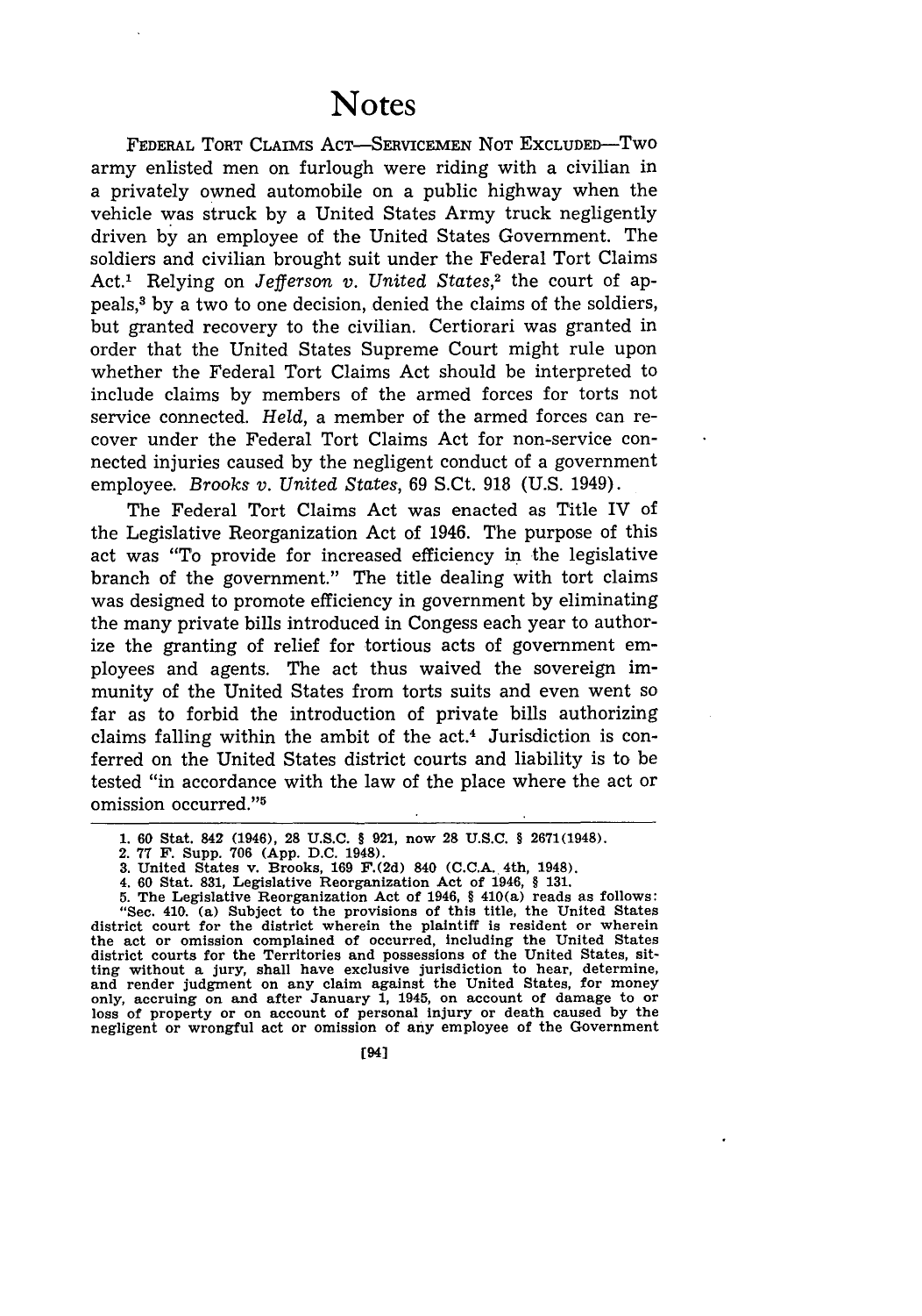# Notes

FEDERAL TORT CLAIMS ACT—SERVICEMEN NOT EXCLUDED—Two army enlisted men on furlough were riding with a civilian in a privately owned automobile on a public highway when the vehicle was struck by a United States Army truck negligently driven by an employee of the United States Government. The soldiers and civilian brought suit under the Federal Tort Claims Act.[1] Relying on *Jefferson v. United States*,[2] the court of appeals,[3] by a two to one decision, denied the claims of the soldiers, but granted recovery to the civilian. Certiorari was granted in order that the United States Supreme Court might rule upon whether the Federal Tort Claims Act should be interpreted to include claims by members of the armed forces for torts not service connected. *Held*, a member of the armed forces can recover under the Federal Tort Claims Act for non-service connected injuries caused by the negligent conduct of a government employee. *Brooks v. United States*, 69 S.Ct. 918 (U.S. 1949).

The Federal Tort Claims Act was enacted as Title IV of the Legislative Reorganization Act of 1946. The purpose of this act was "To provide for increased efficiency in the legislative branch of the government." The title dealing with tort claims was designed to promote efficiency in government by eliminating the many private bills introduced in Congess each year to authorize the granting of relief for tortious acts of government employees and agents. The act thus waived the sovereign immunity of the United States from torts suits and even went so far as to forbid the introduction of private bills authorizing claims falling within the ambit of the act.[4] Jurisdiction is conferred on the United States district courts and liability is to be tested "in accordance with the law of the place where the act or omission occurred."[5]

---

1. 60 Stat. 842 (1946), 28 U.S.C. § 921, now 28 U.S.C. § 2671(1948).
2. 77 F. Supp. 706 (App. D.C. 1948).
3. United States v. Brooks, 169 F.(2d) 840 (C.C.A. 4th, 1948).
4. 60 Stat. 831, Legislative Reorganization Act of 1946, § 131.
5. The Legislative Reorganization Act of 1946, § 410(a) reads as follows: "Sec. 410. (a) Subject to the provisions of this title, the United States district court for the district wherein the plaintiff is resident or wherein the act or omission complained of occurred, including the United States district courts for the Territories and possessions of the United States, sitting without a jury, shall have exclusive jurisdiction to hear, determine, and render judgment on any claim against the United States, for money only, accruing on and after January 1, 1945, on account of damage to or loss of property or on account of personal injury or death caused by the negligent or wrongful act or omission of any employee of the Government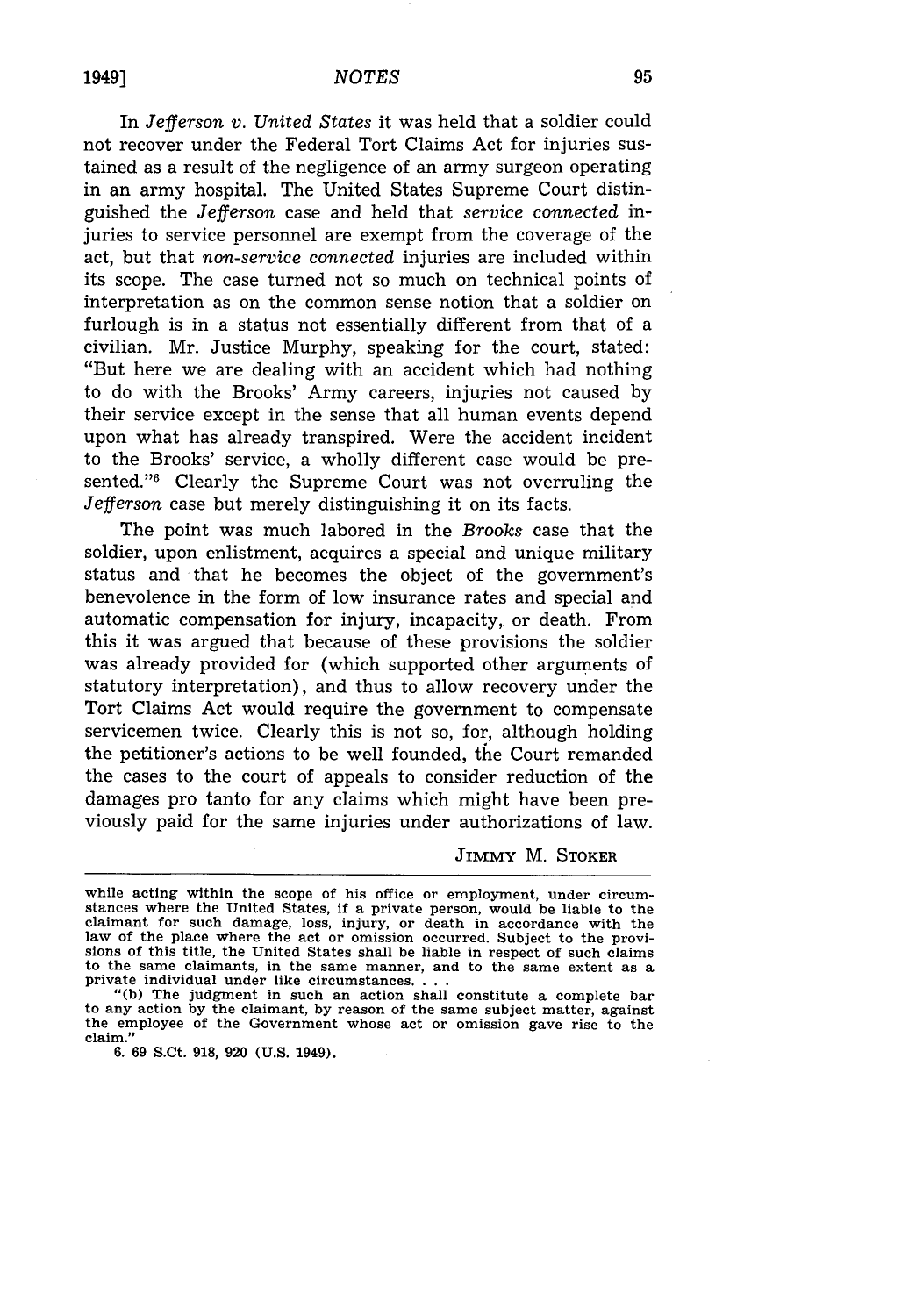In *Jefferson v. United States* it was held that a soldier could not recover under the Federal Tort Claims Act for injuries sustained as a result of the negligence of an army surgeon operating in an army hospital. The United States Supreme Court distinguished the *Jefferson* case and held that *service connected* injuries to service personnel are exempt from the coverage of the act, but that *non-service connected* injuries are included within its scope. The case turned not so much on technical points of interpretation as on the common sense notion that a soldier on furlough is in a status not essentially different from that of a civilian. Mr. Justice Murphy, speaking for the court, stated: "But here we are dealing with an accident which had nothing to do with the Brooks' Army careers, injuries not caused by their service except in the sense that all human events depend upon what has already transpired. Were the accident incident to the Brooks' service, a wholly different case would be presented."[6] Clearly the Supreme Court was not overruling the *Jefferson* case but merely distinguishing it on its facts.

The point was much labored in the *Brooks* case that the soldier, upon enlistment, acquires a special and unique military status and that he becomes the object of the government's benevolence in the form of low insurance rates and special and automatic compensation for injury, incapacity, or death. From this it was argued that because of these provisions the soldier was already provided for (which supported other arguments of statutory interpretation), and thus to allow recovery under the Tort Claims Act would require the government to compensate servicemen twice. Clearly this is not so, for, although holding the petitioner's actions to be well founded, the Court remanded the cases to the court of appeals to consider reduction of the damages pro tanto for any claims which might have been previously paid for the same injuries under authorizations of law.

JIMMY M. STOKER

---

while acting within the scope of his office or employment, under circumstances where the United States, if a private person, would be liable to the claimant for such damage, loss, injury, or death in accordance with the law of the place where the act or omission occurred. Subject to the provisions of this title, the United States shall be liable in respect of such claims to the same claimants, in the same manner, and to the same extent as a private individual under like circumstances. . . .

"(b) The judgment in such an action shall constitute a complete bar to any action by the claimant, by reason of the same subject matter, against the employee of the Government whose act or omission gave rise to the claim."

6. 69 S.Ct. 918, 920 (U.S. 1949).